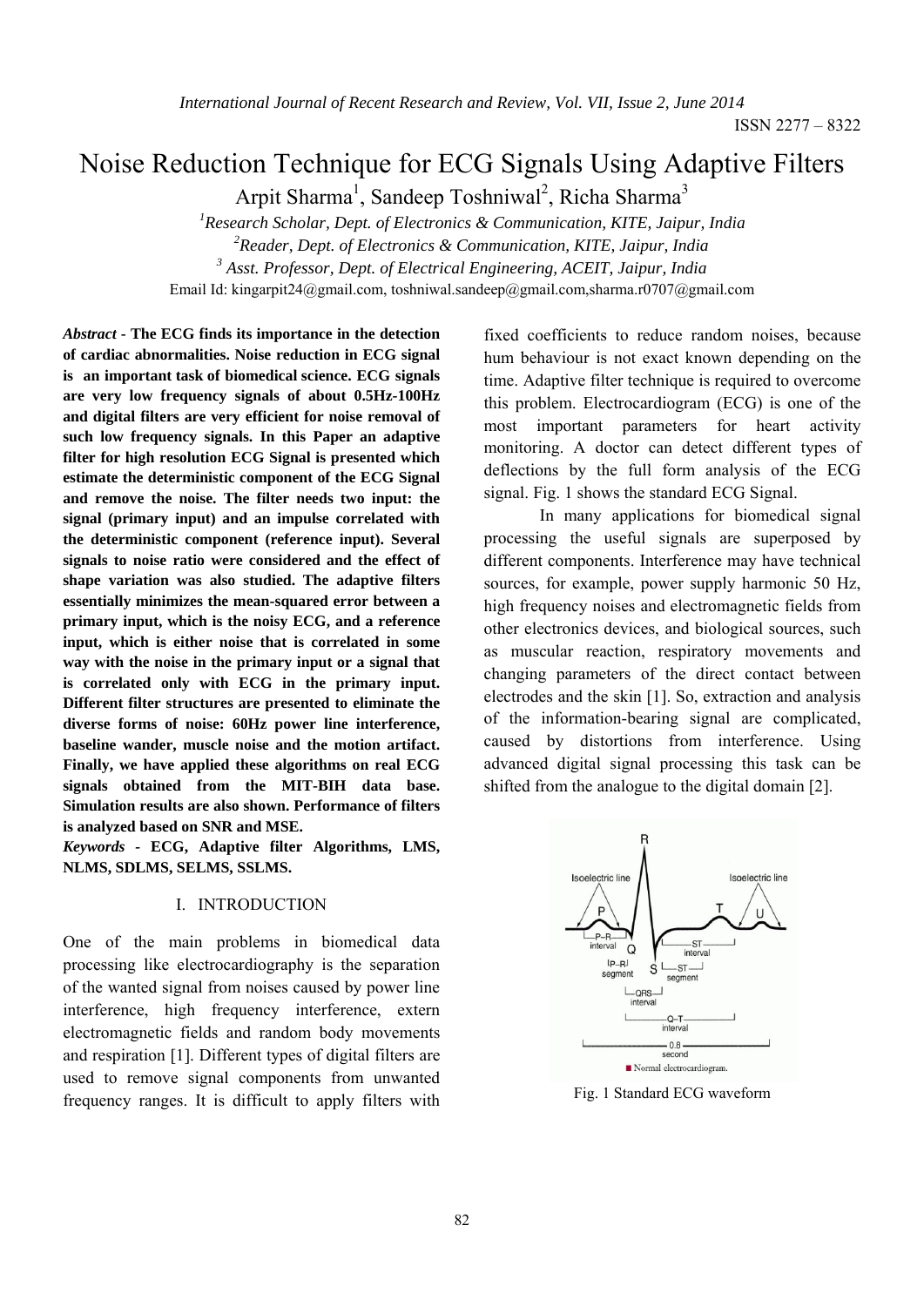# Noise Reduction Technique for ECG Signals Using Adaptive Filters

Arpit Sharma[1], Sandeep Toshniwal[2], Richa Sharma[3]

[1]*Research Scholar, Dept. of Electronics & Communication, KITE, Jaipur, India*

[2]*Reader, Dept. of Electronics & Communication, KITE, Jaipur, India*

[3] *Asst. Professor, Dept. of Electrical Engineering, ACEIT, Jaipur, India*

Email Id: kingarpit24@gmail.com, toshniwal.sandeep@gmail.com,sharma.r0707@gmail.com

***Abstract* - The ECG finds its importance in the detection of cardiac abnormalities. Noise reduction in ECG signal is an important task of biomedical science. ECG signals are very low frequency signals of about 0.5Hz-100Hz and digital filters are very efficient for noise removal of such low frequency signals. In this Paper an adaptive filter for high resolution ECG Signal is presented which estimate the deterministic component of the ECG Signal and remove the noise. The filter needs two input: the signal (primary input) and an impulse correlated with the deterministic component (reference input). Several signals to noise ratio were considered and the effect of shape variation was also studied. The adaptive filters essentially minimizes the mean-squared error between a primary input, which is the noisy ECG, and a reference input, which is either noise that is correlated in some way with the noise in the primary input or a signal that is correlated only with ECG in the primary input. Different filter structures are presented to eliminate the diverse forms of noise: 60Hz power line interference, baseline wander, muscle noise and the motion artifact. Finally, we have applied these algorithms on real ECG signals obtained from the MIT-BIH data base. Simulation results are also shown. Performance of filters is analyzed based on SNR and MSE.**

***Keywords* - ECG, Adaptive filter Algorithms, LMS, NLMS, SDLMS, SELMS, SSLMS.**

## I. INTRODUCTION

One of the main problems in biomedical data processing like electrocardiography is the separation of the wanted signal from noises caused by power line interference, high frequency interference, extern electromagnetic fields and random body movements and respiration [1]. Different types of digital filters are used to remove signal components from unwanted frequency ranges. It is difficult to apply filters with fixed coefficients to reduce random noises, because hum behaviour is not exact known depending on the time. Adaptive filter technique is required to overcome this problem. Electrocardiogram (ECG) is one of the most important parameters for heart activity monitoring. A doctor can detect different types of deflections by the full form analysis of the ECG signal. Fig. 1 shows the standard ECG Signal.

In many applications for biomedical signal processing the useful signals are superposed by different components. Interference may have technical sources, for example, power supply harmonic 50 Hz, high frequency noises and electromagnetic fields from other electronics devices, and biological sources, such as muscular reaction, respiratory movements and changing parameters of the direct contact between electrodes and the skin [1]. So, extraction and analysis of the information-bearing signal are complicated, caused by distortions from interference. Using advanced digital signal processing this task can be shifted from the analogue to the digital domain [2].

Fig. 1 Standard ECG waveform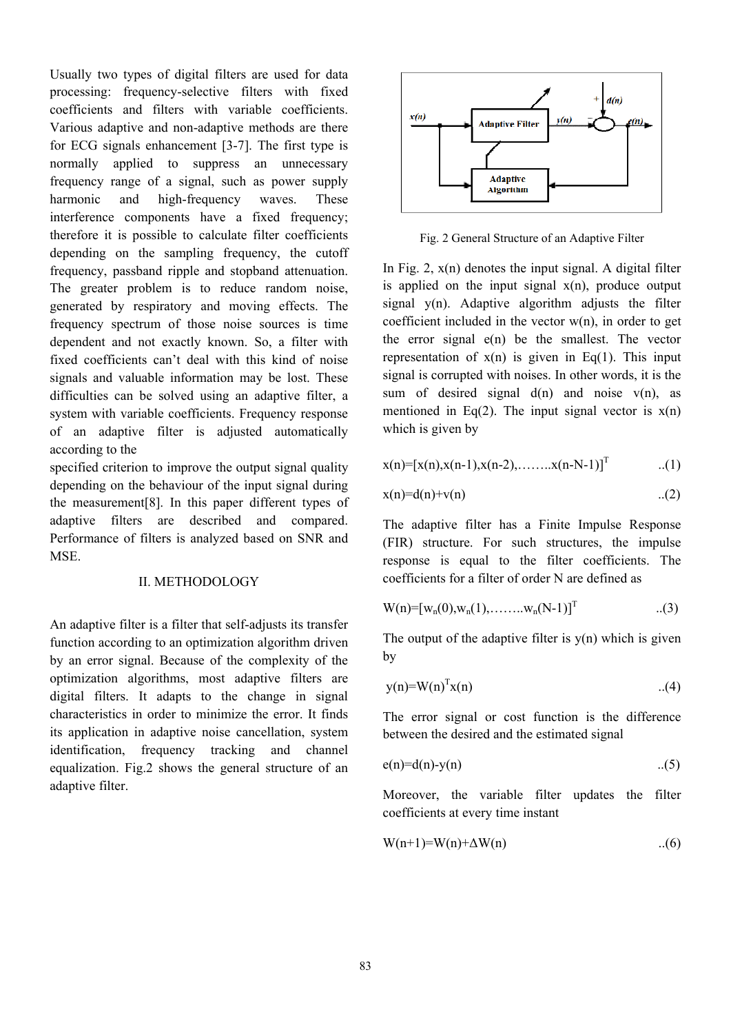Usually two types of digital filters are used for data processing: frequency-selective filters with fixed coefficients and filters with variable coefficients. Various adaptive and non-adaptive methods are there for ECG signals enhancement [3-7]. The first type is normally applied to suppress an unnecessary frequency range of a signal, such as power supply harmonic and high-frequency waves. These interference components have a fixed frequency; therefore it is possible to calculate filter coefficients depending on the sampling frequency, the cutoff frequency, passband ripple and stopband attenuation. The greater problem is to reduce random noise, generated by respiratory and moving effects. The frequency spectrum of those noise sources is time dependent and not exactly known. So, a filter with fixed coefficients can't deal with this kind of noise signals and valuable information may be lost. These difficulties can be solved using an adaptive filter, a system with variable coefficients. Frequency response of an adaptive filter is adjusted automatically according to the specified criterion to improve the output signal quality depending on the behaviour of the input signal during the measurement[8]. In this paper different types of adaptive filters are described and compared. Performance of filters is analyzed based on SNR and MSE.

## II. METHODOLOGY

An adaptive filter is a filter that self-adjusts its transfer function according to an optimization algorithm driven by an error signal. Because of the complexity of the optimization algorithms, most adaptive filters are digital filters. It adapts to the change in signal characteristics in order to minimize the error. It finds its application in adaptive noise cancellation, system identification, frequency tracking and channel equalization. Fig.2 shows the general structure of an adaptive filter.

Fig. 2 General Structure of an Adaptive Filter

In Fig. 2, x(n) denotes the input signal. A digital filter is applied on the input signal x(n), produce output signal y(n). Adaptive algorithm adjusts the filter coefficient included in the vector w(n), in order to get the error signal e(n) be the smallest. The vector representation of x(n) is given in Eq(1). This input signal is corrupted with noises. In other words, it is the sum of desired signal d(n) and noise v(n), as mentioned in Eq(2). The input signal vector is x(n) which is given by

$$x(n)=[x(n),x(n-1),x(n-2),\ldots\ldots..x(n-N-1)]^T \quad ..(1)$$

$$x(n)=d(n)+v(n) \quad ..(2)$$

The adaptive filter has a Finite Impulse Response (FIR) structure. For such structures, the impulse response is equal to the filter coefficients. The coefficients for a filter of order N are defined as

$$W(n)=[w_n(0),w_n(1),\ldots\ldots..w_n(N-1)]^T \quad ..(3)$$

The output of the adaptive filter is y(n) which is given by

$$y(n)=W(n)^T x(n) \quad ..(4)$$

The error signal or cost function is the difference between the desired and the estimated signal

$$e(n)=d(n)-y(n) \quad ..(5)$$

Moreover, the variable filter updates the filter coefficients at every time instant

$$W(n+1)=W(n)+\Delta W(n) \quad ..(6)$$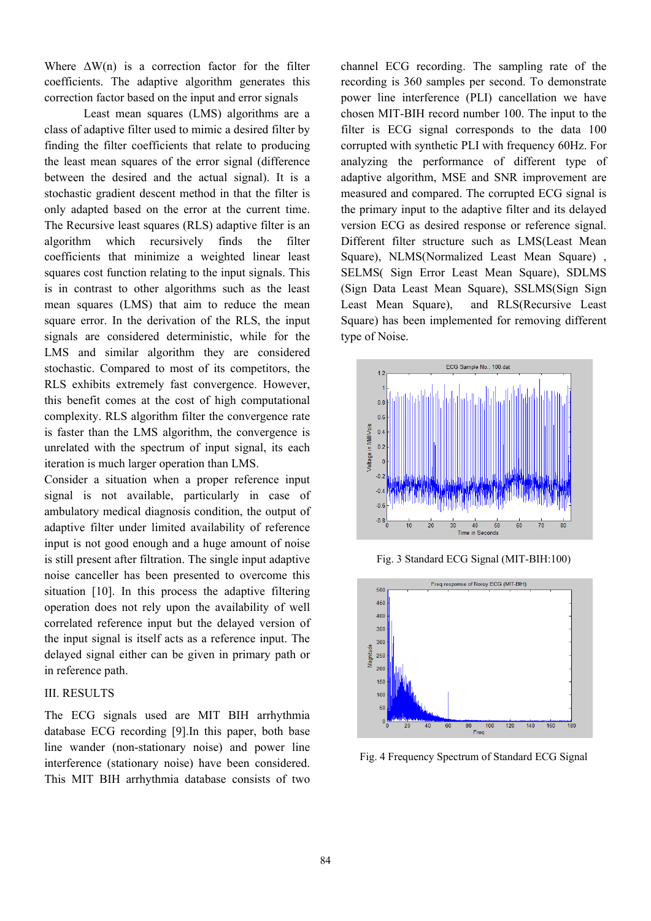Where $\Delta W(n)$ is a correction factor for the filter coefficients. The adaptive algorithm generates this correction factor based on the input and error signals

Least mean squares (LMS) algorithms are a class of adaptive filter used to mimic a desired filter by finding the filter coefficients that relate to producing the least mean squares of the error signal (difference between the desired and the actual signal). It is a stochastic gradient descent method in that the filter is only adapted based on the error at the current time. The Recursive least squares (RLS) adaptive filter is an algorithm which recursively finds the filter coefficients that minimize a weighted linear least squares cost function relating to the input signals. This is in contrast to other algorithms such as the least mean squares (LMS) that aim to reduce the mean square error. In the derivation of the RLS, the input signals are considered deterministic, while for the LMS and similar algorithm they are considered stochastic. Compared to most of its competitors, the RLS exhibits extremely fast convergence. However, this benefit comes at the cost of high computational complexity. RLS algorithm filter the convergence rate is faster than the LMS algorithm, the convergence is unrelated with the spectrum of input signal, its each iteration is much larger operation than LMS.

Consider a situation when a proper reference input signal is not available, particularly in case of ambulatory medical diagnosis condition, the output of adaptive filter under limited availability of reference input is not good enough and a huge amount of noise is still present after filtration. The single input adaptive noise canceller has been presented to overcome this situation [10]. In this process the adaptive filtering operation does not rely upon the availability of well correlated reference input but the delayed version of the input signal is itself acts as a reference input. The delayed signal either can be given in primary path or in reference path.

## III. RESULTS

The ECG signals used are MIT BIH arrhythmia database ECG recording [9].In this paper, both base line wander (non-stationary noise) and power line interference (stationary noise) have been considered. This MIT BIH arrhythmia database consists of two channel ECG recording. The sampling rate of the recording is 360 samples per second. To demonstrate power line interference (PLI) cancellation we have chosen MIT-BIH record number 100. The input to the filter is ECG signal corresponds to the data 100 corrupted with synthetic PLI with frequency 60Hz. For analyzing the performance of different type of adaptive algorithm, MSE and SNR improvement are measured and compared. The corrupted ECG signal is the primary input to the adaptive filter and its delayed version ECG as desired response or reference signal. Different filter structure such as LMS(Least Mean Square), NLMS(Normalized Least Mean Square) , SELMS( Sign Error Least Mean Square), SDLMS (Sign Data Least Mean Square), SSLMS(Sign Sign Least Mean Square), and RLS(Recursive Least Square) has been implemented for removing different type of Noise.

Fig. 3 Standard ECG Signal (MIT-BIH:100)

Fig. 4 Frequency Spectrum of Standard ECG Signal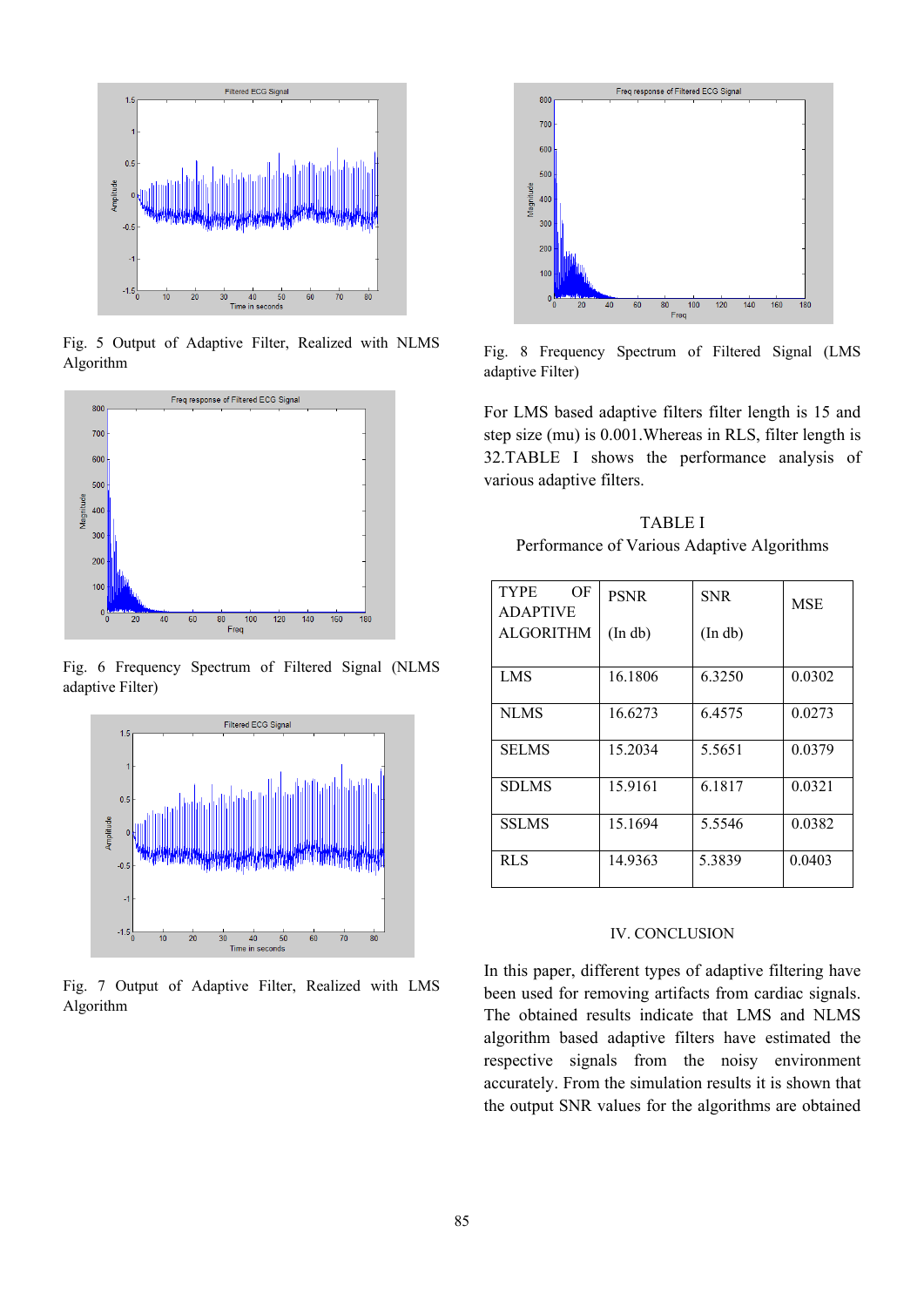Fig. 5 Output of Adaptive Filter, Realized with NLMS Algorithm

Fig. 6 Frequency Spectrum of Filtered Signal (NLMS adaptive Filter)

Fig. 7 Output of Adaptive Filter, Realized with LMS Algorithm

Fig. 8 Frequency Spectrum of Filtered Signal (LMS adaptive Filter)

For LMS based adaptive filters filter length is 15 and step size (mu) is 0.001.Whereas in RLS, filter length is 32.TABLE I shows the performance analysis of various adaptive filters.

TABLE I
Performance of Various Adaptive Algorithms

| TYPE OF ADAPTIVE ALGORITHM | PSNR (In db) | SNR (In db) | MSE |
|---|---|---|---|
| LMS | 16.1806 | 6.3250 | 0.0302 |
| NLMS | 16.6273 | 6.4575 | 0.0273 |
| SELMS | 15.2034 | 5.5651 | 0.0379 |
| SDLMS | 15.9161 | 6.1817 | 0.0321 |
| SSLMS | 15.1694 | 5.5546 | 0.0382 |
| RLS | 14.9363 | 5.3839 | 0.0403 |

## IV. CONCLUSION

In this paper, different types of adaptive filtering have been used for removing artifacts from cardiac signals. The obtained results indicate that LMS and NLMS algorithm based adaptive filters have estimated the respective signals from the noisy environment accurately. From the simulation results it is shown that the output SNR values for the algorithms are obtained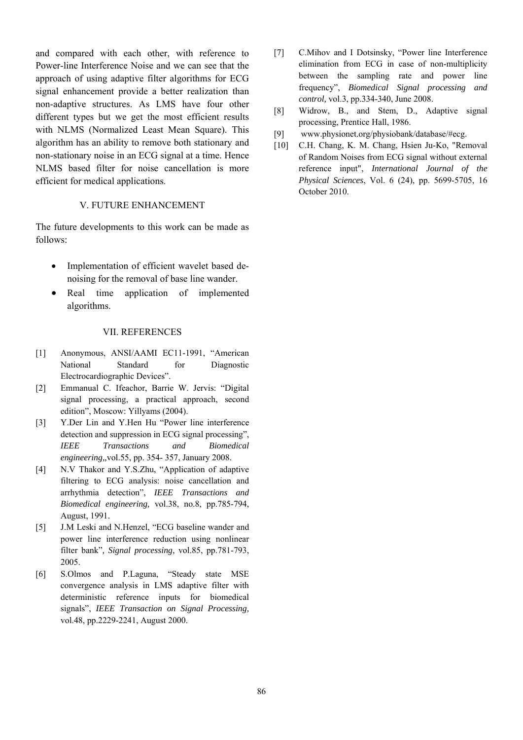and compared with each other, with reference to Power-line Interference Noise and we can see that the approach of using adaptive filter algorithms for ECG signal enhancement provide a better realization than non-adaptive structures. As LMS have four other different types but we get the most efficient results with NLMS (Normalized Least Mean Square). This algorithm has an ability to remove both stationary and non-stationary noise in an ECG signal at a time. Hence NLMS based filter for noise cancellation is more efficient for medical applications.

## V. FUTURE ENHANCEMENT

The future developments to this work can be made as follows:

- Implementation of efficient wavelet based de-noising for the removal of base line wander.
- Real time application of implemented algorithms.

## VII. REFERENCES

[1] Anonymous, ANSI/AAMI EC11-1991, "American National Standard for Diagnostic Electrocardiographic Devices".

[2] Emmanual C. Ifeachor, Barrie W. Jervis: "Digital signal processing, a practical approach, second edition", Moscow: Yillyams (2004).

[3] Y.Der Lin and Y.Hen Hu "Power line interference detection and suppression in ECG signal processing", *IEEE Transactions and Biomedical engineering,*,vol.55, pp. 354- 357, January 2008.

[4] N.V Thakor and Y.S.Zhu, "Application of adaptive filtering to ECG analysis: noise cancellation and arrhythmia detection", *IEEE Transactions and Biomedical engineering,* vol.38, no.8, pp.785-794, August, 1991.

[5] J.M Leski and N.Henzel, "ECG baseline wander and power line interference reduction using nonlinear filter bank", *Signal processing*, vol.85, pp.781-793, 2005.

[6] S.Olmos and P.Laguna, "Steady state MSE convergence analysis in LMS adaptive filter with deterministic reference inputs for biomedical signals", *IEEE Transaction on Signal Processing,* vol.48, pp.2229-2241, August 2000.

[7] C.Mihov and I Dotsinsky, "Power line Interference elimination from ECG in case of non-multiplicity between the sampling rate and power line frequency", *Biomedical Signal processing and control,* vol.3, pp.334-340, June 2008.

[8] Widrow, B., and Stem, D., Adaptive signal processing, Prentice Hall, 1986.

[9] www.physionet.org/physiobank/database/#ecg.

[10] C.H. Chang, K. M. Chang, Hsien Ju-Ko, "Removal of Random Noises from ECG signal without external reference input", *International Journal of the Physical Sciences*, Vol. 6 (24), pp. 5699-5705, 16 October 2010.